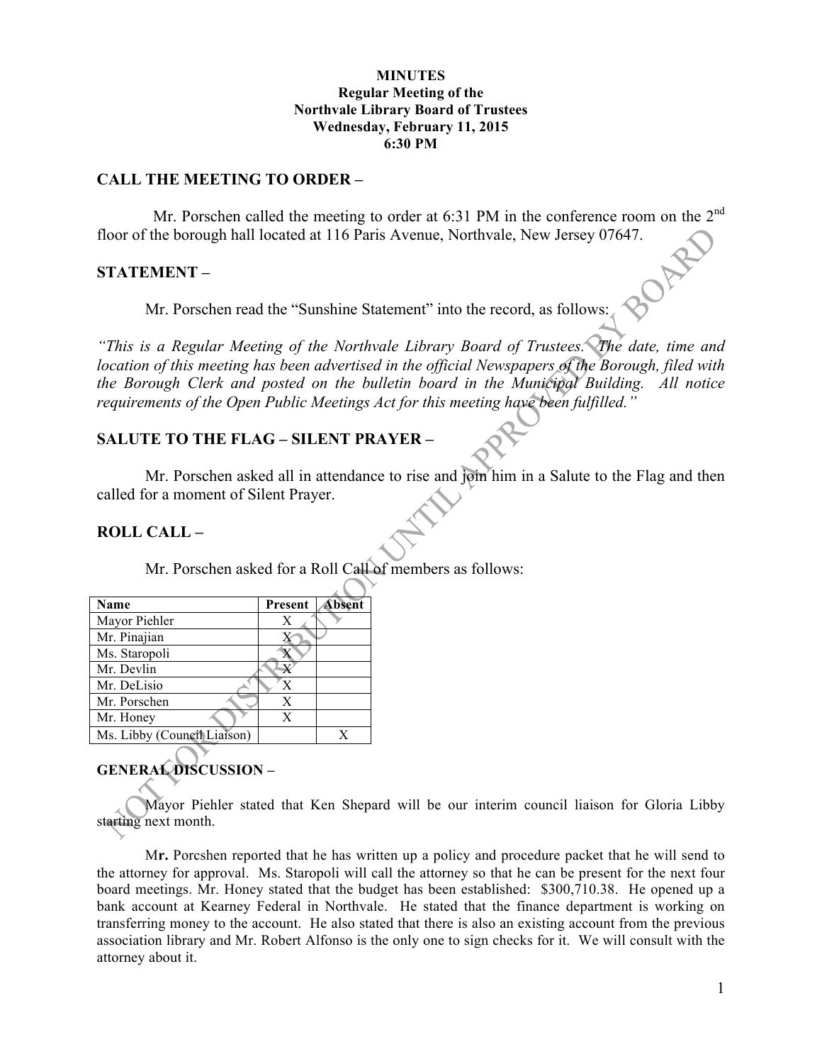**MINUTES**
**Regular Meeting of the**
**Northvale Library Board of Trustees**
**Wednesday, February 11, 2015**
**6:30 PM**

## CALL THE MEETING TO ORDER –

Mr. Porschen called the meeting to order at 6:31 PM in the conference room on the 2nd floor of the borough hall located at 116 Paris Avenue, Northvale, New Jersey 07647.

## STATEMENT –

Mr. Porschen read the "Sunshine Statement" into the record, as follows:

*"This is a Regular Meeting of the Northvale Library Board of Trustees. The date, time and location of this meeting has been advertised in the official Newspapers of the Borough, filed with the Borough Clerk and posted on the bulletin board in the Municipal Building. All notice requirements of the Open Public Meetings Act for this meeting have been fulfilled."*

## SALUTE TO THE FLAG – SILENT PRAYER –

Mr. Porschen asked all in attendance to rise and join him in a Salute to the Flag and then called for a moment of Silent Prayer.

## ROLL CALL –

Mr. Porschen asked for a Roll Call of members as follows:

| Name | Present | Absent |
|---|---|---|
| Mayor Piehler | X | |
| Mr. Pinajian | X | |
| Ms. Staropoli | X | |
| Mr. Devlin | X | |
| Mr. DeLisio | X | |
| Mr. Porschen | X | |
| Mr. Honey | X | |
| Ms. Libby (Council Liaison) | | X |

## GENERAL DISCUSSION –

Mayor Piehler stated that Ken Shepard will be our interim council liaison for Gloria Libby starting next month.

Mr. Porcshen reported that he has written up a policy and procedure packet that he will send to the attorney for approval. Ms. Staropoli will call the attorney so that he can be present for the next four board meetings. Mr. Honey stated that the budget has been established: $300,710.38. He opened up a bank account at Kearney Federal in Northvale. He stated that the finance department is working on transferring money to the account. He also stated that there is also an existing account from the previous association library and Mr. Robert Alfonso is the only one to sign checks for it. We will consult with the attorney about it.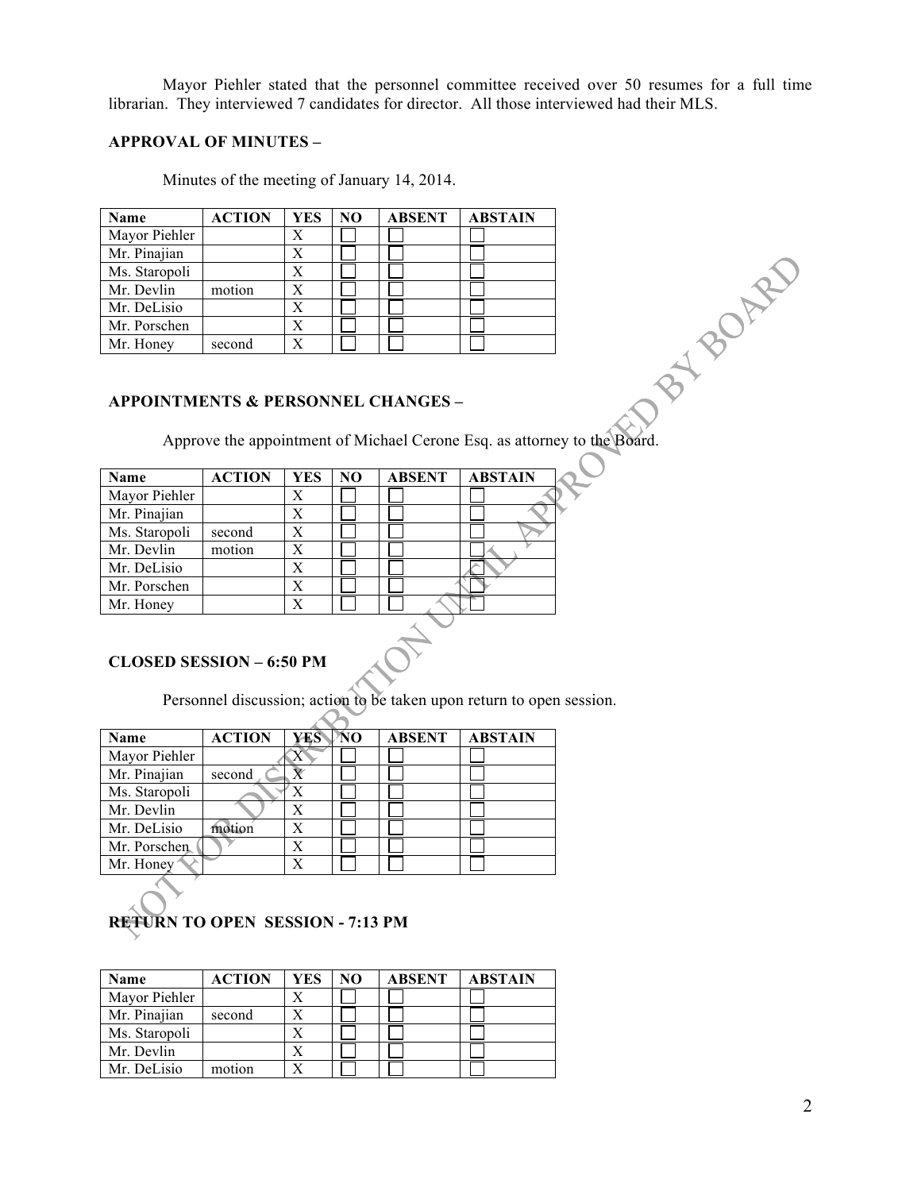Mayor Piehler stated that the personnel committee received over 50 resumes for a full time librarian. They interviewed 7 candidates for director. All those interviewed had their MLS.

**APPROVAL OF MINUTES –**

Minutes of the meeting of January 14, 2014.

| Name | ACTION | YES | NO | ABSENT | ABSTAIN |
|---|---|---|---|---|---|
| Mayor Piehler | | X | | | |
| Mr. Pinajian | | X | | | |
| Ms. Staropoli | | X | | | |
| Mr. Devlin | motion | X | | | |
| Mr. DeLisio | | X | | | |
| Mr. Porschen | | X | | | |
| Mr. Honey | second | X | | | |

**APPOINTMENTS & PERSONNEL CHANGES –**

Approve the appointment of Michael Cerone Esq. as attorney to the Board.

| Name | ACTION | YES | NO | ABSENT | ABSTAIN |
|---|---|---|---|---|---|
| Mayor Piehler | | X | | | |
| Mr. Pinajian | | X | | | |
| Ms. Staropoli | second | X | | | |
| Mr. Devlin | motion | X | | | |
| Mr. DeLisio | | X | | | |
| Mr. Porschen | | X | | | |
| Mr. Honey | | X | | | |

**CLOSED SESSION – 6:50 PM**

Personnel discussion; action to be taken upon return to open session.

| Name | ACTION | YES | NO | ABSENT | ABSTAIN |
|---|---|---|---|---|---|
| Mayor Piehler | | X | | | |
| Mr. Pinajian | second | X | | | |
| Ms. Staropoli | | X | | | |
| Mr. Devlin | | X | | | |
| Mr. DeLisio | motion | X | | | |
| Mr. Porschen | | X | | | |
| Mr. Honey | | X | | | |

**RETURN TO OPEN SESSION - 7:13 PM**

| Name | ACTION | YES | NO | ABSENT | ABSTAIN |
|---|---|---|---|---|---|
| Mayor Piehler | | X | | | |
| Mr. Pinajian | second | X | | | |
| Ms. Staropoli | | X | | | |
| Mr. Devlin | | X | | | |
| Mr. DeLisio | motion | X | | | |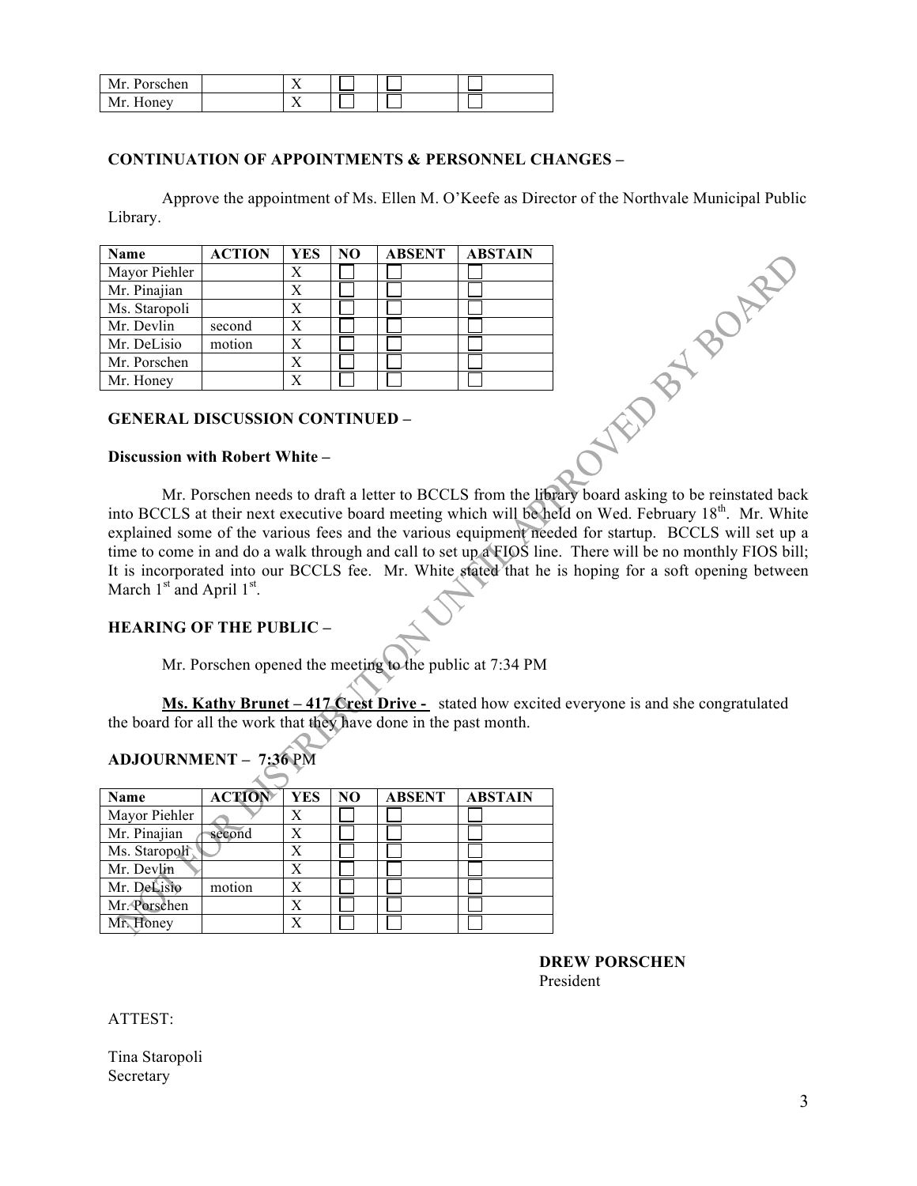| Mr. Porschen | | X | | | |
|---|---|---|---|---|---|
| Mr. Honey | | X | | | |

**CONTINUATION OF APPOINTMENTS & PERSONNEL CHANGES –**

Approve the appointment of Ms. Ellen M. O'Keefe as Director of the Northvale Municipal Public Library.

| Name | ACTION | YES | NO | ABSENT | ABSTAIN |
|---|---|---|---|---|---|
| Mayor Piehler | | X | | | |
| Mr. Pinajian | | X | | | |
| Ms. Staropoli | | X | | | |
| Mr. Devlin | second | X | | | |
| Mr. DeLisio | motion | X | | | |
| Mr. Porschen | | X | | | |
| Mr. Honey | | X | | | |

**GENERAL DISCUSSION CONTINUED –**

**Discussion with Robert White –**

Mr. Porschen needs to draft a letter to BCCLS from the library board asking to be reinstated back into BCCLS at their next executive board meeting which will be held on Wed. February 18th. Mr. White explained some of the various fees and the various equipment needed for startup. BCCLS will set up a time to come in and do a walk through and call to set up a FIOS line. There will be no monthly FIOS bill; It is incorporated into our BCCLS fee. Mr. White stated that he is hoping for a soft opening between March 1st and April 1st.

**HEARING OF THE PUBLIC –**

Mr. Porschen opened the meeting to the public at 7:34 PM

**Ms. Kathy Brunet – 417 Crest Drive -** stated how excited everyone is and she congratulated the board for all the work that they have done in the past month.

**ADJOURNMENT – 7:36 PM**

| Name | ACTION | YES | NO | ABSENT | ABSTAIN |
|---|---|---|---|---|---|
| Mayor Piehler | | X | | | |
| Mr. Pinajian | second | X | | | |
| Ms. Staropoli | | X | | | |
| Mr. Devlin | | X | | | |
| Mr. DeLisio | motion | X | | | |
| Mr. Porschen | | X | | | |
| Mr. Honey | | X | | | |

**DREW PORSCHEN**
President

ATTEST:

Tina Staropoli
Secretary

NOT FOR DISTRIBUTION UNTIL APPROVED BY BOARD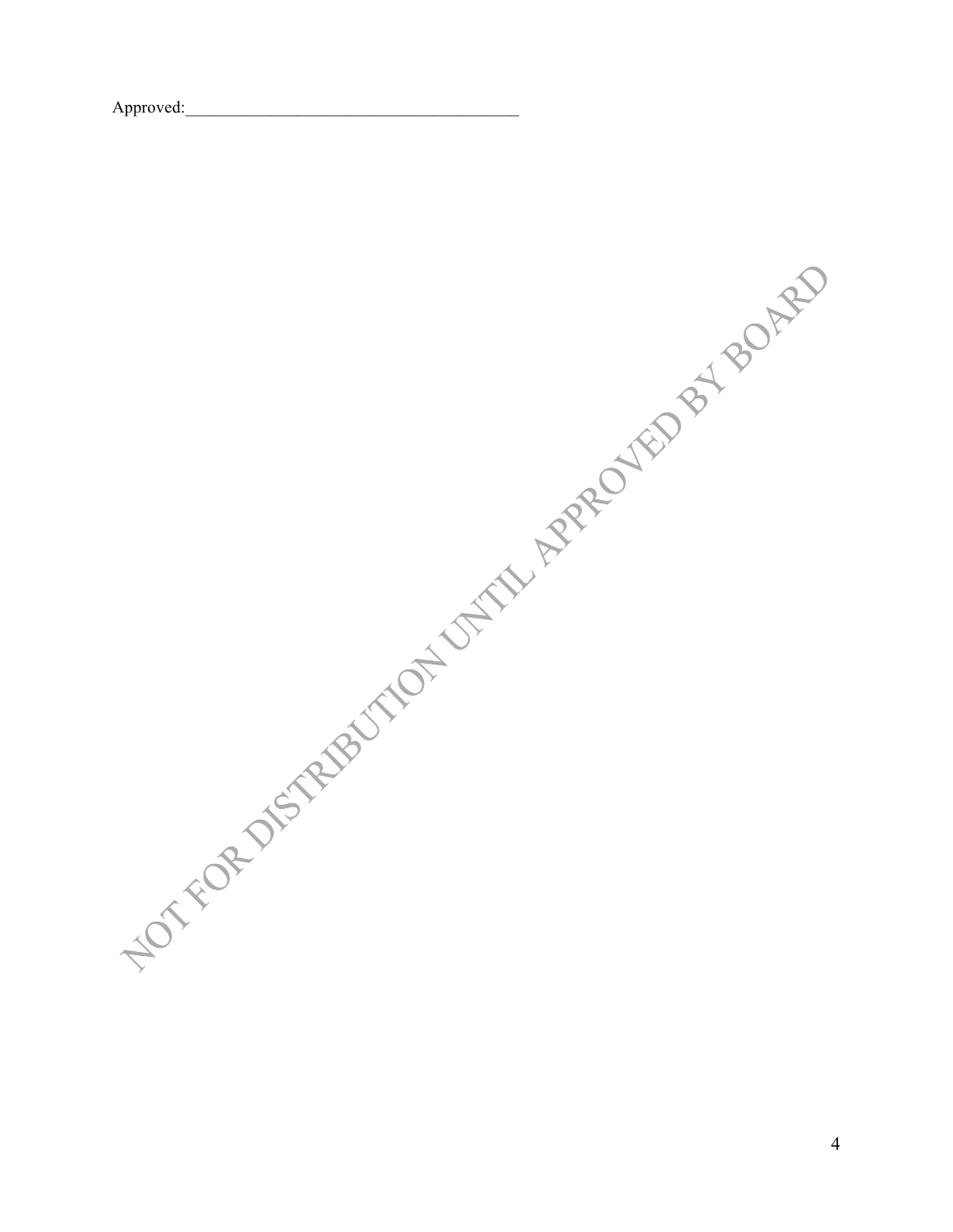Approved:_________________________________________

NOT FOR DISTRIBUTION UNTIL APPROVED BY BOARD